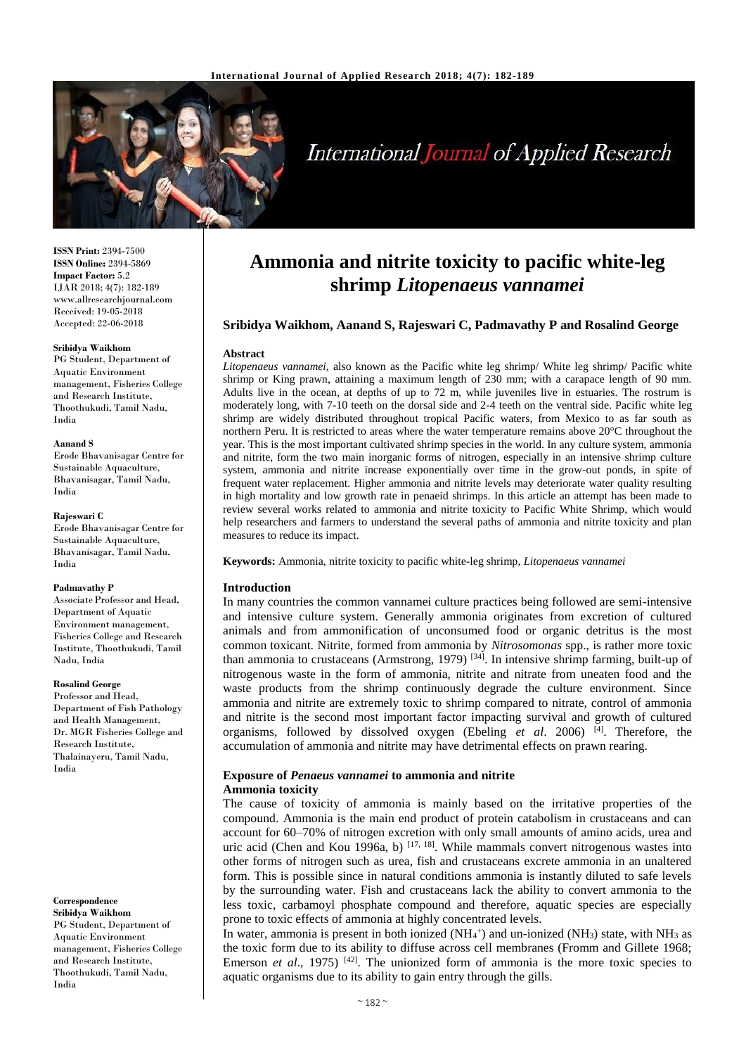# Ammonia and nitrite toxicity to pacific white-leg shrimp *Litopenaeus vannamei*

**Sribidya Waikhom, Aanand S, Rajeswari C, Padmavathy P and Rosalind George**

**ISSN Print:** 2394-7500
**ISSN Online:** 2394-5869
**Impact Factor:** 5.2
IJAR 2018; 4(7): 182-189
www.allresearchjournal.com
Received: 19-05-2018
Accepted: 22-06-2018

**Sribidya Waikhom**
PG Student, Department of Aquatic Environment management, Fisheries College and Research Institute, Thoothukudi, Tamil Nadu, India

**Aanand S**
Erode Bhavanisagar Centre for Sustainable Aquaculture, Bhavanisagar, Tamil Nadu, India

**Rajeswari C**
Erode Bhavanisagar Centre for Sustainable Aquaculture, Bhavanisagar, Tamil Nadu, India

**Padmavathy P**
Associate Professor and Head, Department of Aquatic Environment management, Fisheries College and Research Institute, Thoothukudi, Tamil Nadu, India

**Rosalind George**
Professor and Head, Department of Fish Pathology and Health Management, Dr. MGR Fisheries College and Research Institute, Thalainayeru, Tamil Nadu, India

**Correspondence**
**Sribidya Waikhom**
PG Student, Department of Aquatic Environment management, Fisheries College and Research Institute, Thoothukudi, Tamil Nadu, India

## Abstract

*Litopenaeus vannamei,* also known as the Pacific white leg shrimp/ White leg shrimp/ Pacific white shrimp or King prawn, attaining a maximum length of 230 mm; with a carapace length of 90 mm. Adults live in the ocean, at depths of up to 72 m, while juveniles live in estuaries. The rostrum is moderately long, with 7-10 teeth on the dorsal side and 2-4 teeth on the ventral side. Pacific white leg shrimp are widely distributed throughout tropical Pacific waters, from Mexico to as far south as northern Peru. It is restricted to areas where the water temperature remains above 20°C throughout the year. This is the most important cultivated shrimp species in the world. In any culture system, ammonia and nitrite, form the two main inorganic forms of nitrogen, especially in an intensive shrimp culture system, ammonia and nitrite increase exponentially over time in the grow-out ponds, in spite of frequent water replacement. Higher ammonia and nitrite levels may deteriorate water quality resulting in high mortality and low growth rate in penaeid shrimps. In this article an attempt has been made to review several works related to ammonia and nitrite toxicity to Pacific White Shrimp, which would help researchers and farmers to understand the several paths of ammonia and nitrite toxicity and plan measures to reduce its impact.

**Keywords:** Ammonia, nitrite toxicity to pacific white-leg shrimp, *Litopenaeus vannamei*

## Introduction

In many countries the common vannamei culture practices being followed are semi-intensive and intensive culture system. Generally ammonia originates from excretion of cultured animals and from ammonification of unconsumed food or organic detritus is the most common toxicant. Nitrite, formed from ammonia by *Nitrosomonas* spp., is rather more toxic than ammonia to crustaceans (Armstrong, 1979) [34]. In intensive shrimp farming, built-up of nitrogenous waste in the form of ammonia, nitrite and nitrate from uneaten food and the waste products from the shrimp continuously degrade the culture environment. Since ammonia and nitrite are extremely toxic to shrimp compared to nitrate, control of ammonia and nitrite is the second most important factor impacting survival and growth of cultured organisms, followed by dissolved oxygen (Ebeling *et al*. 2006) [4]. Therefore, the accumulation of ammonia and nitrite may have detrimental effects on prawn rearing.

## Exposure of *Penaeus vannamei* to ammonia and nitrite

### Ammonia toxicity

The cause of toxicity of ammonia is mainly based on the irritative properties of the compound. Ammonia is the main end product of protein catabolism in crustaceans and can account for 60–70% of nitrogen excretion with only small amounts of amino acids, urea and uric acid (Chen and Kou 1996a, b) [17, 18]. While mammals convert nitrogenous wastes into other forms of nitrogen such as urea, fish and crustaceans excrete ammonia in an unaltered form. This is possible since in natural conditions ammonia is instantly diluted to safe levels by the surrounding water. Fish and crustaceans lack the ability to convert ammonia to the less toxic, carbamoyl phosphate compound and therefore, aquatic species are especially prone to toxic effects of ammonia at highly concentrated levels.

In water, ammonia is present in both ionized ($NH_4^+$) and un-ionized ($NH_3$) state, with $NH_3$ as the toxic form due to its ability to diffuse across cell membranes (Fromm and Gillete 1968; Emerson *et al*., 1975) [42]. The unionized form of ammonia is the more toxic species to aquatic organisms due to its ability to gain entry through the gills.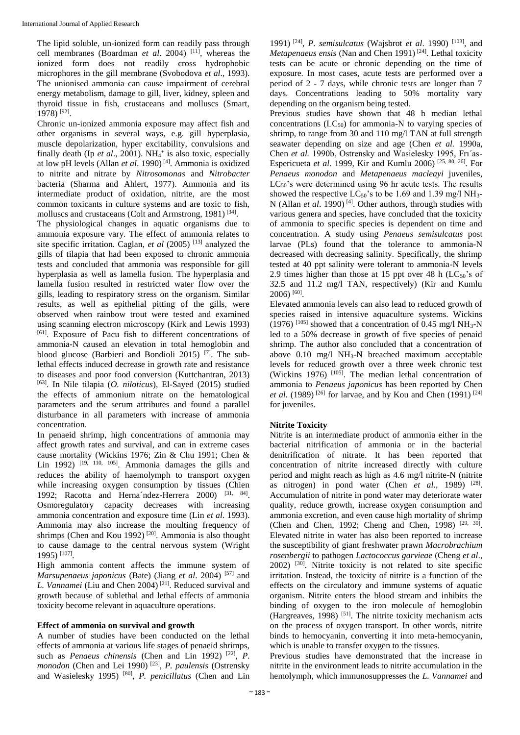The lipid soluble, un-ionized form can readily pass through cell membranes (Boardman *et al*. 2004) [11], whereas the ionized form does not readily cross hydrophobic microphores in the gill membrane (Svobodova *et al*., 1993). The unionised ammonia can cause impairment of cerebral energy metabolism, damage to gill, liver, kidney, spleen and thyroid tissue in fish, crustaceans and molluscs (Smart, 1978) [92].

Chronic un-ionized ammonia exposure may affect fish and other organisms in several ways, e.g. gill hyperplasia, muscle depolarization, hyper excitability, convulsions and finally death (Ip *et al*., 2001). $NH_4^+$ is also toxic, especially at low pH levels (Allan *et al*. 1990) [4]. Ammonia is oxidized to nitrite and nitrate by *Nitrosomonas* and *Nitrobacter* bacteria (Sharma and Ahlert, 1977). Ammonia and its intermediate product of oxidation, nitrite, are the most common toxicants in culture systems and are toxic to fish, molluscs and crustaceans (Colt and Armstrong, 1981) [34].

The physiological changes in aquatic organisms due to ammonia exposure vary. The effect of ammonia relates to site specific irritation. Caglan, *et al* (2005) [13] analyzed the gills of tilapia that had been exposed to chronic ammonia tests and concluded that ammonia was responsible for gill hyperplasia as well as lamella fusion. The hyperplasia and lamella fusion resulted in restricted water flow over the gills, leading to respiratory stress on the organism. Similar results, as well as epithelial pitting of the gills, were observed when rainbow trout were tested and examined using scanning electron microscopy (Kirk and Lewis 1993) [61]. Exposure of Pacu fish to different concentrations of ammonia-N caused an elevation in total hemoglobin and blood glucose (Barbieri and Bondioli 2015) [7]. The sub-lethal effects induced decrease in growth rate and resistance to diseases and poor food conversion (Kuttchantran, 2013) [63]. In Nile tilapia (*O. niloticus*), El-Sayed (2015) studied the effects of ammonium nitrate on the hematological parameters and the serum attributes and found a parallel disturbance in all parameters with increase of ammonia concentration.

In penaeid shrimp, high concentrations of ammonia may affect growth rates and survival, and can in extreme cases cause mortality (Wickins 1976; Zin & Chu 1991; Chen & Lin 1992) [19, 110, 105]. Ammonia damages the gills and reduces the ability of haemolymph to transport oxygen while increasing oxygen consumption by tissues (Chien 1992; Racotta and Herna´ndez-Herrera 2000) [31, 84]. Osmoregulatory capacity decreases with increasing ammonia concentration and exposure time (Lin *et al*. 1993). Ammonia may also increase the moulting frequency of shrimps (Chen and Kou 1992) [20]. Ammonia is also thought to cause damage to the central nervous system (Wright 1995) [107].

High ammonia content affects the immune system of *Marsupenaeus japonicus* (Bate) (Jiang *et al*. 2004) [57] and *L. Vannamei* (Liu and Chen 2004) [21]. Reduced survival and growth because of sublethal and lethal effects of ammonia toxicity become relevant in aquaculture operations.

## Effect of ammonia on survival and growth

A number of studies have been conducted on the lethal effects of ammonia at various life stages of penaeid shrimps, such as *Penaeus chinensis* (Chen and Lin 1992) [22], *P. monodon* (Chen and Lei 1990) [23], *P. paulensis* (Ostrensky and Wasielesky 1995) [80], *P. penicillatus* (Chen and Lin 1991) [24], *P. semisulcatus* (Wajsbrot *et al*. 1990) [103], and *Metapenaeus ensis* (Nan and Chen 1991) [24]. Lethal toxicity tests can be acute or chronic depending on the time of exposure. In most cases, acute tests are performed over a period of 2 - 7 days, while chronic tests are longer than 7 days. Concentrations leading to 50% mortality vary depending on the organism being tested.

Previous studies have shown that 48 h median lethal concentrations ($LC_{50}$) for ammonia-N to varying species of shrimp, to range from 30 and 110 mg/l TAN at full strength seawater depending on size and age (Chen *et al.* 1990a, Chen *et al.* 1990b, Ostrensky and Wasielesky 1995, Frı´as-Espericueta *et al*. 1999, Kir and Kumlu 2006) [25, 80, 26]. For *Penaeus monodon* and *Metapenaeus macleayi* juveniles, $LC_{50}$'s were determined using 96 hr acute tests. The results showed the respective $LC_{50}$'s to be 1.69 and 1.39 mg/l $NH_3$-N (Allan *et al*. 1990) [4]. Other authors, through studies with various genera and species, have concluded that the toxicity of ammonia to specific species is dependent on time and concentration. A study using *Penaeus semisulcatus* post larvae (PLs) found that the tolerance to ammonia-N decreased with decreasing salinity. Specifically, the shrimp tested at 40 ppt salinity were tolerant to ammonia-N levels 2.9 times higher than those at 15 ppt over 48 h ($LC_{50}$'s of 32.5 and 11.2 mg/l TAN, respectively) (Kir and Kumlu 2006) [60].

Elevated ammonia levels can also lead to reduced growth of species raised in intensive aquaculture systems. Wickins (1976) [105] showed that a concentration of 0.45 mg/l $NH_3$-N led to a 50% decrease in growth of five species of penaid shrimp. The author also concluded that a concentration of above 0.10 mg/l $NH_3$-N breached maximum acceptable levels for reduced growth over a three week chronic test (Wickins 1976) [105]. The median lethal concentration of ammonia to *Penaeus japonicus* has been reported by Chen *et al*. (1989) [26] for larvae, and by Kou and Chen (1991) [24] for juveniles.

## Nitrite Toxicity

Nitrite is an intermediate product of ammonia either in the bacterial nitrification of ammonia or in the bacterial denitrification of nitrate. It has been reported that concentration of nitrite increased directly with culture period and might reach as high as 4.6 mg/l nitrite-N (nitrite as nitrogen) in pond water (Chen *et al*., 1989) [28]. Accumulation of nitrite in pond water may deteriorate water quality, reduce growth, increase oxygen consumption and ammonia excretion, and even cause high mortality of shrimp (Chen and Chen, 1992; Cheng and Chen, 1998) [29, 30]. Elevated nitrite in water has also been reported to increase the susceptibility of giant freshwater prawn *Macrobrachium rosenbergii* to pathogen *Lactococcus garvieae* (Cheng *et al*., 2002) [30]. Nitrite toxicity is not related to site specific irritation. Instead, the toxicity of nitrite is a function of the effects on the circulatory and immune systems of aquatic organism. Nitrite enters the blood stream and inhibits the binding of oxygen to the iron molecule of hemoglobin (Hargreaves, 1998) [51]. The nitrite toxicity mechanism acts on the process of oxygen transport. In other words, nitrite binds to hemocyanin, converting it into meta-hemocyanin, which is unable to transfer oxygen to the tissues.

Previous studies have demonstrated that the increase in nitrite in the environment leads to nitrite accumulation in the hemolymph, which immunosuppresses the *L. Vannamei* and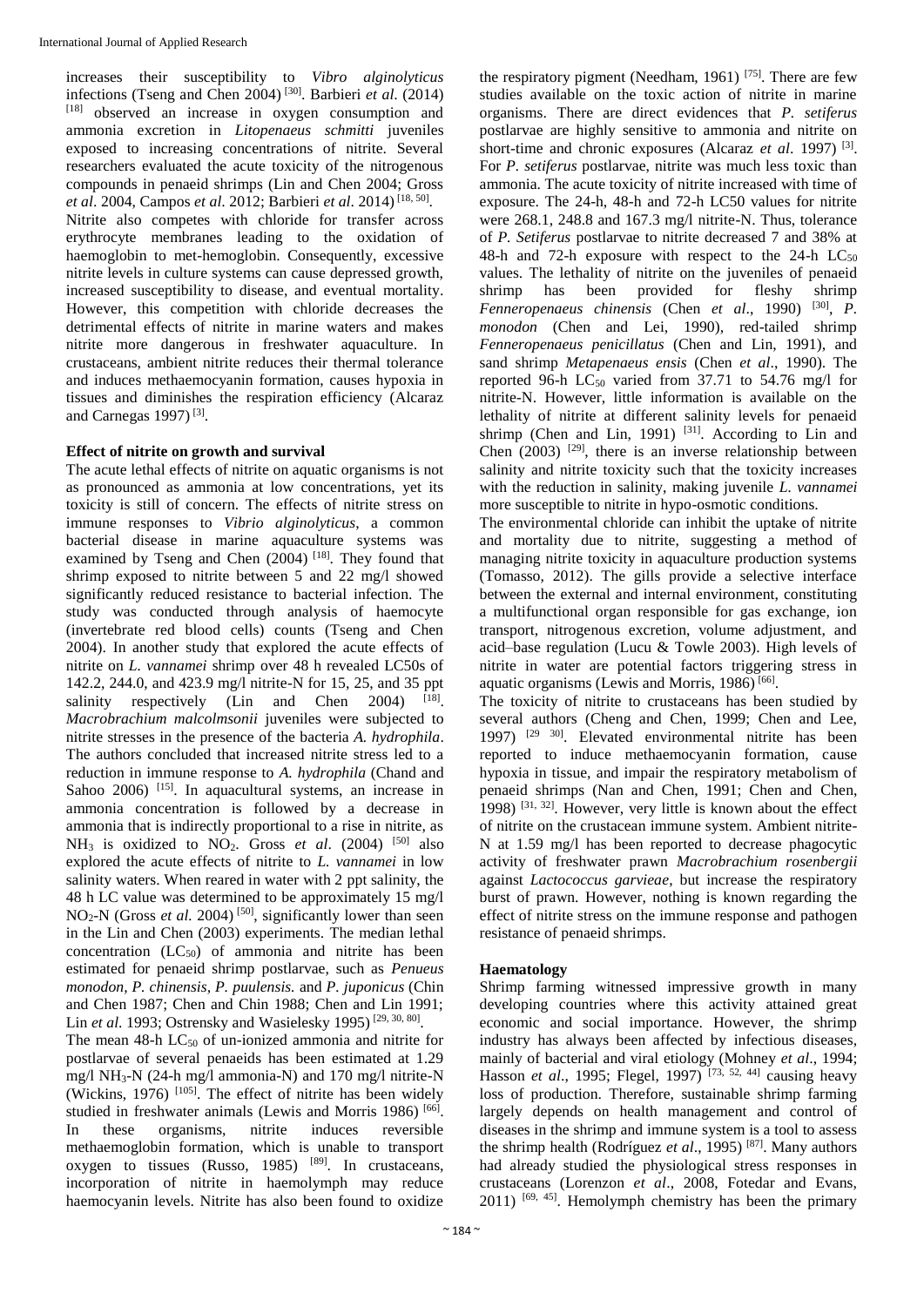increases their susceptibility to *Vibro alginolyticus* infections (Tseng and Chen 2004) [30]. Barbieri *et al.* (2014) [18] observed an increase in oxygen consumption and ammonia excretion in *Litopenaeus schmitti* juveniles exposed to increasing concentrations of nitrite. Several researchers evaluated the acute toxicity of the nitrogenous compounds in penaeid shrimps (Lin and Chen 2004; Gross *et al*. 2004, Campos *et al*. 2012; Barbieri *et al*. 2014) [18, 50].

Nitrite also competes with chloride for transfer across erythrocyte membranes leading to the oxidation of haemoglobin to met-hemoglobin. Consequently, excessive nitrite levels in culture systems can cause depressed growth, increased susceptibility to disease, and eventual mortality. However, this competition with chloride decreases the detrimental effects of nitrite in marine waters and makes nitrite more dangerous in freshwater aquaculture. In crustaceans, ambient nitrite reduces their thermal tolerance and induces methaemocyanin formation, causes hypoxia in tissues and diminishes the respiration efficiency (Alcaraz and Carnegas 1997) [3].

### Effect of nitrite on growth and survival

The acute lethal effects of nitrite on aquatic organisms is not as pronounced as ammonia at low concentrations, yet its toxicity is still of concern. The effects of nitrite stress on immune responses to *Vibrio alginolyticus*, a common bacterial disease in marine aquaculture systems was examined by Tseng and Chen (2004) [18]. They found that shrimp exposed to nitrite between 5 and 22 mg/l showed significantly reduced resistance to bacterial infection. The study was conducted through analysis of haemocyte (invertebrate red blood cells) counts (Tseng and Chen 2004). In another study that explored the acute effects of nitrite on *L. vannamei* shrimp over 48 h revealed LC50s of 142.2, 244.0, and 423.9 mg/l nitrite-N for 15, 25, and 35 ppt salinity respectively (Lin and Chen 2004) [18]. *Macrobrachium malcolmsonii* juveniles were subjected to nitrite stresses in the presence of the bacteria *A. hydrophila*. The authors concluded that increased nitrite stress led to a reduction in immune response to *A. hydrophila* (Chand and Sahoo 2006) [15]. In aquacultural systems, an increase in ammonia concentration is followed by a decrease in ammonia that is indirectly proportional to a rise in nitrite, as $NH_3$ is oxidized to $NO_2$. Gross *et al*. (2004) [50] also explored the acute effects of nitrite to *L. vannamei* in low salinity waters. When reared in water with 2 ppt salinity, the 48 h LC value was determined to be approximately 15 mg/l $NO_2$-N (Gross *et al.* 2004) [50], significantly lower than seen in the Lin and Chen (2003) experiments. The median lethal concentration ($LC_{50}$) of ammonia and nitrite has been estimated for penaeid shrimp postlarvae, such as *Penueus monodon, P. chinensis, P. puulensis.* and *P. juponicus* (Chin and Chen 1987; Chen and Chin 1988; Chen and Lin 1991; Lin *et al.* 1993; Ostrensky and Wasielesky 1995) [29, 30, 80].

The mean 48-h $LC_{50}$ of un-ionized ammonia and nitrite for postlarvae of several penaeids has been estimated at 1.29 mg/l $NH_3$-N (24-h mg/l ammonia-N) and 170 mg/l nitrite-N (Wickins, 1976) [105]. The effect of nitrite has been widely studied in freshwater animals (Lewis and Morris 1986) [66]. In these organisms, nitrite induces reversible methaemoglobin formation, which is unable to transport oxygen to tissues (Russo, 1985) [89]. In crustaceans, incorporation of nitrite in haemolymph may reduce haemocyanin levels. Nitrite has also been found to oxidize the respiratory pigment (Needham, 1961) [75]. There are few studies available on the toxic action of nitrite in marine organisms. There are direct evidences that *P. setiferus* postlarvae are highly sensitive to ammonia and nitrite on short-time and chronic exposures (Alcaraz *et al*. 1997) [3]. For *P. setiferus* postlarvae, nitrite was much less toxic than ammonia. The acute toxicity of nitrite increased with time of exposure. The 24-h, 48-h and 72-h LC50 values for nitrite were 268.1, 248.8 and 167.3 mg/l nitrite-N. Thus, tolerance of *P. Setiferus* postlarvae to nitrite decreased 7 and 38% at 48-h and 72-h exposure with respect to the 24-h $LC_{50}$ values. The lethality of nitrite on the juveniles of penaeid shrimp has been provided for fleshy shrimp *Fenneropenaeus chinensis* (Chen *et al*., 1990) [30], *P. monodon* (Chen and Lei, 1990), red-tailed shrimp *Fenneropenaeus penicillatus* (Chen and Lin, 1991), and sand shrimp *Metapenaeus ensis* (Chen *et al*., 1990). The reported 96-h $LC_{50}$ varied from 37.71 to 54.76 mg/l for nitrite-N. However, little information is available on the lethality of nitrite at different salinity levels for penaeid shrimp (Chen and Lin, 1991) [31]. According to Lin and Chen (2003) [29], there is an inverse relationship between salinity and nitrite toxicity such that the toxicity increases with the reduction in salinity, making juvenile *L. vannamei* more susceptible to nitrite in hypo-osmotic conditions.

The environmental chloride can inhibit the uptake of nitrite and mortality due to nitrite, suggesting a method of managing nitrite toxicity in aquaculture production systems (Tomasso, 2012). The gills provide a selective interface between the external and internal environment, constituting a multifunctional organ responsible for gas exchange, ion transport, nitrogenous excretion, volume adjustment, and acid–base regulation (Lucu & Towle 2003). High levels of nitrite in water are potential factors triggering stress in aquatic organisms (Lewis and Morris, 1986) [66].

The toxicity of nitrite to crustaceans has been studied by several authors (Cheng and Chen, 1999; Chen and Lee, 1997) [29 30]. Elevated environmental nitrite has been reported to induce methaemocyanin formation, cause hypoxia in tissue, and impair the respiratory metabolism of penaeid shrimps (Nan and Chen, 1991; Chen and Chen, 1998) [31, 32]. However, very little is known about the effect of nitrite on the crustacean immune system. Ambient nitrite-N at 1.59 mg/l has been reported to decrease phagocytic activity of freshwater prawn *Macrobrachium rosenbergii* against *Lactococcus garvieae*, but increase the respiratory burst of prawn. However, nothing is known regarding the effect of nitrite stress on the immune response and pathogen resistance of penaeid shrimps.

### Haematology

Shrimp farming witnessed impressive growth in many developing countries where this activity attained great economic and social importance. However, the shrimp industry has always been affected by infectious diseases, mainly of bacterial and viral etiology (Mohney *et al*., 1994; Hasson *et al*., 1995; Flegel, 1997) [73, 52, 44] causing heavy loss of production. Therefore, sustainable shrimp farming largely depends on health management and control of diseases in the shrimp and immune system is a tool to assess the shrimp health (Rodríguez *et al*., 1995) [87]. Many authors had already studied the physiological stress responses in crustaceans (Lorenzon *et al*., 2008, Fotedar and Evans, 2011) [69, 45]. Hemolymph chemistry has been the primary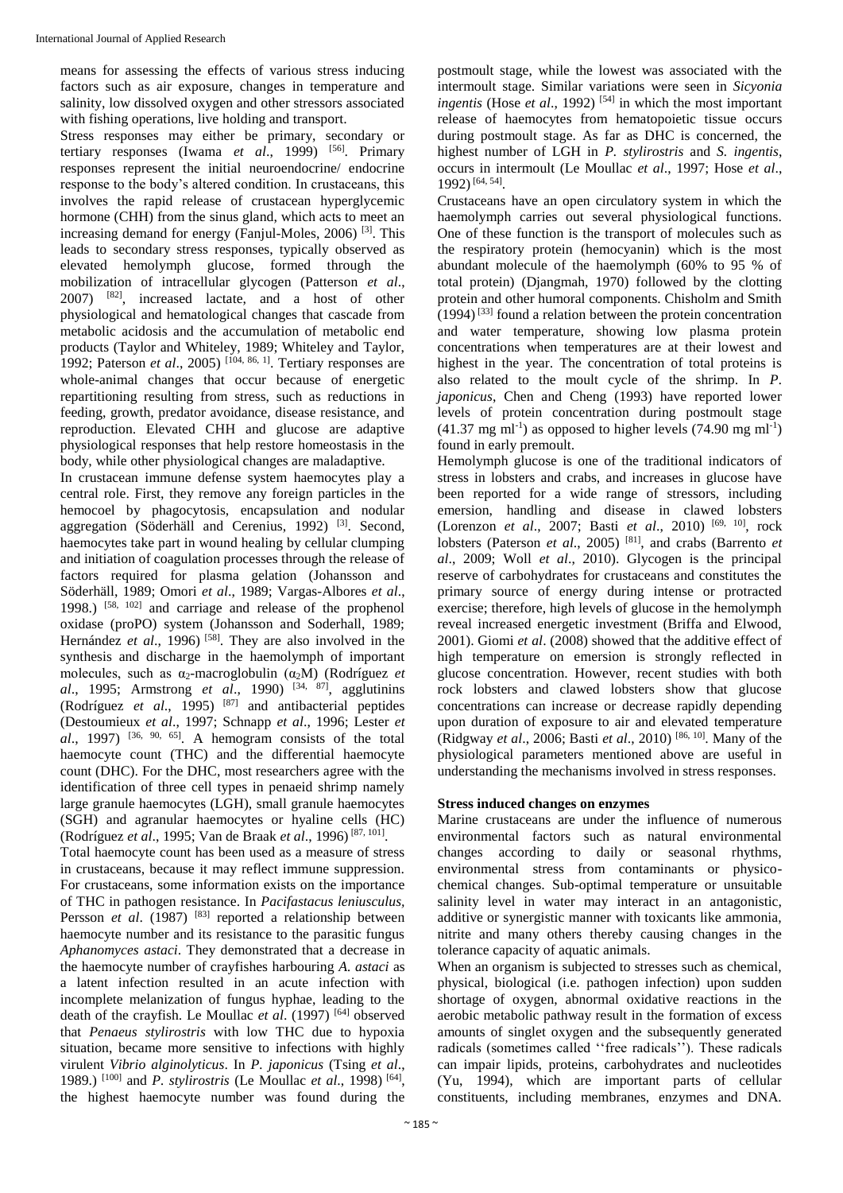means for assessing the effects of various stress inducing factors such as air exposure, changes in temperature and salinity, low dissolved oxygen and other stressors associated with fishing operations, live holding and transport.

Stress responses may either be primary, secondary or tertiary responses (Iwama *et al*., 1999) [56]. Primary responses represent the initial neuroendocrine/ endocrine response to the body's altered condition. In crustaceans, this involves the rapid release of crustacean hyperglycemic hormone (CHH) from the sinus gland, which acts to meet an increasing demand for energy (Fanjul-Moles, 2006) [3]. This leads to secondary stress responses, typically observed as elevated hemolymph glucose, formed through the mobilization of intracellular glycogen (Patterson *et al*., 2007) [82], increased lactate, and a host of other physiological and hematological changes that cascade from metabolic acidosis and the accumulation of metabolic end products (Taylor and Whiteley, 1989; Whiteley and Taylor, 1992; Paterson *et al*., 2005) [104, 86, 1]. Tertiary responses are whole-animal changes that occur because of energetic repartitioning resulting from stress, such as reductions in feeding, growth, predator avoidance, disease resistance, and reproduction. Elevated CHH and glucose are adaptive physiological responses that help restore homeostasis in the body, while other physiological changes are maladaptive.

In crustacean immune defense system haemocytes play a central role. First, they remove any foreign particles in the hemocoel by phagocytosis, encapsulation and nodular aggregation (Söderhäll and Cerenius, 1992) [3]. Second, haemocytes take part in wound healing by cellular clumping and initiation of coagulation processes through the release of factors required for plasma gelation (Johansson and Söderhäll, 1989; Omori *et al*., 1989; Vargas-Albores *et al*., 1998.) [58, 102] and carriage and release of the prophenol oxidase (proPO) system (Johansson and Soderhall, 1989; Hernández *et al*., 1996) [58]. They are also involved in the synthesis and discharge in the haemolymph of important molecules, such as $\alpha_2$-macroglobulin ($\alpha_2$M) (Rodríguez *et al*., 1995; Armstrong *et al*., 1990) [34, 87], agglutinins (Rodríguez *et al*., 1995) [87] and antibacterial peptides (Destoumieux *et al*., 1997; Schnapp *et al*., 1996; Lester *et al*., 1997) [36, 90, 65]. A hemogram consists of the total haemocyte count (THC) and the differential haemocyte count (DHC). For the DHC, most researchers agree with the identification of three cell types in penaeid shrimp namely large granule haemocytes (LGH), small granule haemocytes (SGH) and agranular haemocytes or hyaline cells (HC) (Rodríguez *et al*., 1995; Van de Braak *et al*., 1996) [87, 101].

Total haemocyte count has been used as a measure of stress in crustaceans, because it may reflect immune suppression. For crustaceans, some information exists on the importance of THC in pathogen resistance. In *Pacifastacus leniusculus*, Persson *et al*. (1987) [83] reported a relationship between haemocyte number and its resistance to the parasitic fungus *Aphanomyces astaci*. They demonstrated that a decrease in the haemocyte number of crayfishes harbouring *A. astaci* as a latent infection resulted in an acute infection with incomplete melanization of fungus hyphae, leading to the death of the crayfish. Le Moullac *et al*. (1997) [64] observed that *Penaeus stylirostris* with low THC due to hypoxia situation, became more sensitive to infections with highly virulent *Vibrio alginolyticus*. In *P. japonicus* (Tsing *et al*., 1989.) [100] and *P. stylirostris* (Le Moullac *et al*., 1998) [64], the highest haemocyte number was found during the postmoult stage, while the lowest was associated with the intermoult stage. Similar variations were seen in *Sicyonia ingentis* (Hose *et al*., 1992) [54] in which the most important release of haemocytes from hematopoietic tissue occurs during postmoult stage. As far as DHC is concerned, the highest number of LGH in *P. stylirostris* and *S. ingentis*, occurs in intermoult (Le Moullac *et al*., 1997; Hose *et al*., 1992) [64, 54].

Crustaceans have an open circulatory system in which the haemolymph carries out several physiological functions. One of these function is the transport of molecules such as the respiratory protein (hemocyanin) which is the most abundant molecule of the haemolymph (60% to 95 % of total protein) (Djangmah, 1970) followed by the clotting protein and other humoral components. Chisholm and Smith (1994) [33] found a relation between the protein concentration and water temperature, showing low plasma protein concentrations when temperatures are at their lowest and highest in the year. The concentration of total proteins is also related to the moult cycle of the shrimp. In *P. japonicus*, Chen and Cheng (1993) have reported lower levels of protein concentration during postmoult stage (41.37 mg $ml^{-1}$) as opposed to higher levels (74.90 mg $ml^{-1}$) found in early premoult.

Hemolymph glucose is one of the traditional indicators of stress in lobsters and crabs, and increases in glucose have been reported for a wide range of stressors, including emersion, handling and disease in clawed lobsters (Lorenzon *et al*., 2007; Basti *et al*., 2010) [69, 10], rock lobsters (Paterson *et al*., 2005) [81], and crabs (Barrento *et al*., 2009; Woll *et al*., 2010). Glycogen is the principal reserve of carbohydrates for crustaceans and constitutes the primary source of energy during intense or protracted exercise; therefore, high levels of glucose in the hemolymph reveal increased energetic investment (Briffa and Elwood, 2001). Giomi *et al*. (2008) showed that the additive effect of high temperature on emersion is strongly reflected in glucose concentration. However, recent studies with both rock lobsters and clawed lobsters show that glucose concentrations can increase or decrease rapidly depending upon duration of exposure to air and elevated temperature (Ridgway *et al*., 2006; Basti *et al*., 2010) [86, 10]. Many of the physiological parameters mentioned above are useful in understanding the mechanisms involved in stress responses.

## Stress induced changes on enzymes

Marine crustaceans are under the influence of numerous environmental factors such as natural environmental changes according to daily or seasonal rhythms, environmental stress from contaminants or physico-chemical changes. Sub-optimal temperature or unsuitable salinity level in water may interact in an antagonistic, additive or synergistic manner with toxicants like ammonia, nitrite and many others thereby causing changes in the tolerance capacity of aquatic animals.

When an organism is subjected to stresses such as chemical, physical, biological (i.e. pathogen infection) upon sudden shortage of oxygen, abnormal oxidative reactions in the aerobic metabolic pathway result in the formation of excess amounts of singlet oxygen and the subsequently generated radicals (sometimes called ''free radicals''). These radicals can impair lipids, proteins, carbohydrates and nucleotides (Yu, 1994), which are important parts of cellular constituents, including membranes, enzymes and DNA.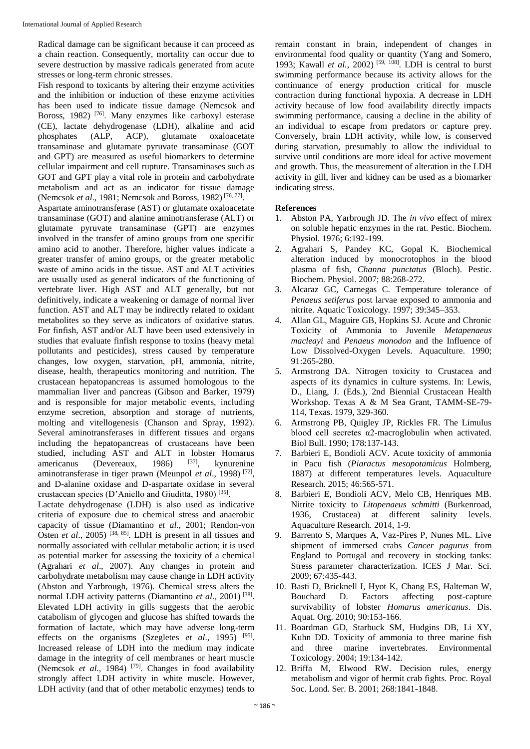Radical damage can be significant because it can proceed as a chain reaction. Consequently, mortality can occur due to severe destruction by massive radicals generated from acute stresses or long-term chronic stresses.

Fish respond to toxicants by altering their enzyme activities and the inhibition or induction of these enzyme activities has been used to indicate tissue damage (Nemcsok and Boross, 1982) [76]. Many enzymes like carboxyl esterase (CE), lactate dehydrogenase (LDH), alkaline and acid phosphates (ALP, ACP), glutamate oxaloacetate transaminase and glutamate pyruvate transaminase (GOT and GPT) are measured as useful biomarkers to determine cellular impairment and cell rupture. Transaminases such as GOT and GPT play a vital role in protein and carbohydrate metabolism and act as an indicator for tissue damage (Nemcsok *et al*., 1981; Nemcsok and Boross, 1982) [76, 77].

Aspartate aminotransferase (AST) or glutamate oxaloacetate transaminase (GOT) and alanine aminotransferase (ALT) or glutamate pyruvate transaminase (GPT) are enzymes involved in the transfer of amino groups from one specific amino acid to another. Therefore, higher values indicate a greater transfer of amino groups, or the greater metabolic waste of amino acids in the tissue. AST and ALT activities are usually used as general indicators of the functioning of vertebrate liver. High AST and ALT generally, but not definitively, indicate a weakening or damage of normal liver function. AST and ALT may be indirectly related to oxidant metabolites so they serve as indicators of oxidative status. For finfish, AST and/or ALT have been used extensively in studies that evaluate finfish response to toxins (heavy metal pollutants and pesticides), stress caused by temperature changes, low oxygen, starvation, pH, ammonia, nitrite, disease, health, therapeutics monitoring and nutrition. The crustacean hepatopancreas is assumed homologous to the mammalian liver and pancreas (Gibson and Barker, 1979) and is responsible for major metabolic events, including enzyme secretion, absorption and storage of nutrients, molting and vitellogenesis (Chanson and Spray, 1992). Several aminotransferases in different tissues and organs including the hepatopancreas of crustaceans have been studied, including AST and ALT in lobster Homarus americanus (Devereaux, 1986) [37], kynurenine aminotransferase in tiger prawn (Meunpol *et al*., 1998) [72], and D-alanine oxidase and D-aspartate oxidase in several crustacean species (D'Aniello and Giuditta, 1980) [35].

Lactate dehydrogenase (LDH) is also used as indicative criteria of exposure due to chemical stress and anaerobic capacity of tissue (Diamantino *et al*., 2001; Rendon-von Osten *et al*., 2005) [38, 85]. LDH is present in all tissues and normally associated with cellular metabolic action; it is used as potential marker for assessing the toxicity of a chemical (Agrahari *et al*., 2007). Any changes in protein and carbohydrate metabolism may cause change in LDH activity (Abston and Yarbrough, 1976). Chemical stress alters the normal LDH activity patterns (Diamantino *et al*., 2001) [38]. Elevated LDH activity in gills suggests that the aerobic catabolism of glycogen and glucose has shifted towards the formation of lactate, which may have adverse long-term effects on the organisms (Szegletes *et al*., 1995) [95]. Increased release of LDH into the medium may indicate damage in the integrity of cell membranes or heart muscle (Nemcsok *et al*., 1984) [79]. Changes in food availability strongly affect LDH activity in white muscle. However, LDH activity (and that of other metabolic enzymes) tends to remain constant in brain, independent of changes in environmental food quality or quantity (Yang and Somero, 1993; Kawall *et al.*, 2002) [59, 108]. LDH is central to burst swimming performance because its activity allows for the continuance of energy production critical for muscle contraction during functional hypoxia. A decrease in LDH activity because of low food availability directly impacts swimming performance, causing a decline in the ability of an individual to escape from predators or capture prey. Conversely, brain LDH activity, while low, is conserved during starvation, presumably to allow the individual to survive until conditions are more ideal for active movement and growth. Thus, the measurement of alteration in the LDH activity in gill, liver and kidney can be used as a biomarker indicating stress.

## References

1. Abston PA, Yarbrough JD. The *in vivo* effect of mirex on soluble hepatic enzymes in the rat. Pestic. Biochem. Physiol. 1976; 6:192-199.
2. Agrahari S, Pandey KC, Gopal K. Biochemical alteration induced by monocrotophos in the blood plasma of fish, *Channa punctatus* (Bloch). Pestic. Biochem. Physiol. 2007; 88:268-272.
3. Alcaraz GC, Carnegas C. Temperature tolerance of *Penaeus setiferus* post larvae exposed to ammonia and nitrite. Aquatic Toxicology. 1997; 39:345–353.
4. Allan GL, Maguire GB, Hopkins SJ. Acute and Chronic Toxicity of Ammonia to Juvenile *Metapenaeus macleayi* and *Penaeus monodon* and the Influence of Low Dissolved-Oxygen Levels. Aquaculture. 1990; 91:265-280.
5. Armstrong DA. Nitrogen toxicity to Crustacea and aspects of its dynamics in culture systems. In: Lewis, D., Liang, J. (Eds.), 2nd Biennial Crustacean Health Workshop. Texas A & M Sea Grant, TAMM-SE-79-114, Texas. 1979, 329-360.
6. Armstrong PB, Quigley JP, Rickles FR. The Limulus blood cell secretes α2-macroglobulin when activated. Biol Bull. 1990; 178:137-143.
7. Barbieri E, Bondioli ACV. Acute toxicity of ammonia in Pacu fish (*Piaractus mesopotamicus* Holmberg, 1887) at different temperatures levels. Aquaculture Research. 2015; 46:565-571.
8. Barbieri E, Bondioli ACV, Melo CB, Henriques MB. Nitrite toxicity to *Litopenaeus schmitti* (Burkenroad, 1936, Crustacea) at different salinity levels. Aquaculture Research. 2014, 1-9.
9. Barrento S, Marques A, Vaz-Pires P, Nunes ML. Live shipment of immersed crabs *Cancer pagurus* from England to Portugal and recovery in stocking tanks: Stress parameter characterization. ICES J Mar. Sci. 2009; 67:435-443.
10. Basti D, Bricknell I, Hyot K, Chang ES, Halteman W, Bouchard D. Factors affecting post-capture survivability of lobster *Homarus americanus*. Dis. Aquat. Org. 2010; 90:153-166.
11. Boardman GD, Starbuck SM, Hudgins DB, Li XY, Kuhn DD. Toxicity of ammonia to three marine fish and three marine invertebrates. Environmental Toxicology. 2004; 19:134-142.
12. Briffa M, Elwood RW. Decision rules, energy metabolism and vigor of hermit crab fights. Proc. Royal Soc. Lond. Ser. B. 2001; 268:1841-1848.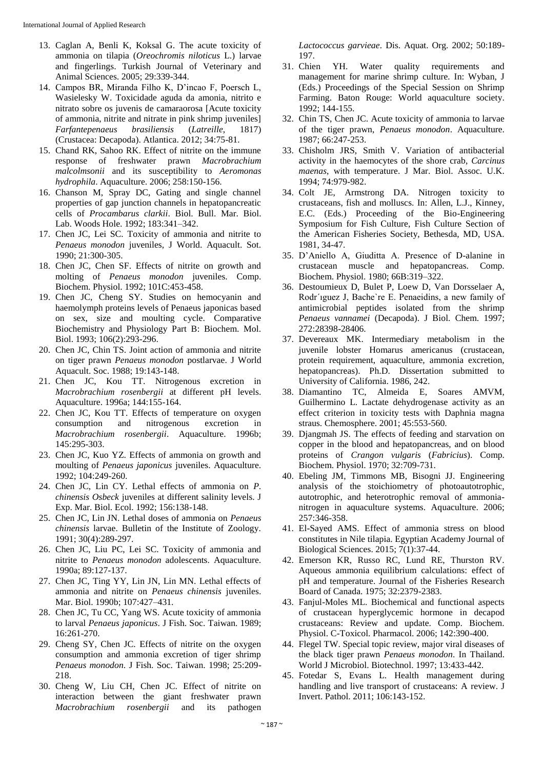13. Caglan A, Benli K, Koksal G. The acute toxicity of ammonia on tilapia (*Oreochromis niloticus* L.) larvae and fingerlings. Turkish Journal of Veterinary and Animal Sciences. 2005; 29:339-344.
14. Campos BR, Miranda Filho K, D'incao F, Poersch L, Wasielesky W. Toxicidade aguda da amonia, nitrito e nitrato sobre os juvenis de camaraorosa [Acute toxicity of ammonia, nitrite and nitrate in pink shrimp juveniles] *Farfantepenaeus brasiliensis* (*Latreille*, 1817) (Crustacea: Decapoda). Atlantica. 2012; 34:75-81.
15. Chand RK, Sahoo RK. Effect of nitrite on the immune response of freshwater prawn *Macrobrachium malcolmsonii* and its susceptibility to *Aeromonas hydrophila*. Aquaculture. 2006; 258:150-156.
16. Chanson M, Spray DC, Gating and single channel properties of gap junction channels in hepatopancreatic cells of *Procambarus clarkii*. Biol. Bull. Mar. Biol. Lab. Woods Hole. 1992; 183:341–342.
17. Chen JC, Lei SC. Toxicity of ammonia and nitrite to *Penaeus monodon* juveniles, J World. Aquacult. Sot. 1990; 21:300-305.
18. Chen JC, Chen SF. Effects of nitrite on growth and molting of *Penaeus monodon* juveniles. Comp. Biochem. Physiol. 1992; 101C:453-458.
19. Chen JC, Cheng SY. Studies on hemocyanin and haemolymph proteins levels of Penaeus japonicas based on sex, size and moulting cycle. Comparative Biochemistry and Physiology Part B: Biochem. Mol. Biol. 1993; 106(2):293-296.
20. Chen JC, Chin TS. Joint action of ammonia and nitrite on tiger prawn *Penaeus monodon* postlarvae. J World Aquacult. Soc. 1988; 19:143-148.
21. Chen JC, Kou TT. Nitrogenous excretion in *Macrobrachium rosenbergii* at different pH levels. Aquaculture. 1996a; 144:155-164.
22. Chen JC, Kou TT. Effects of temperature on oxygen consumption and nitrogenous excretion in *Macrobrachium rosenbergii*. Aquaculture. 1996b; 145:295-303.
23. Chen JC, Kuo YZ. Effects of ammonia on growth and moulting of *Penaeus japonicus* juveniles. Aquaculture. 1992; 104:249-260.
24. Chen JC, Lin CY. Lethal effects of ammonia on *P. chinensis Osbeck* juveniles at different salinity levels. J Exp. Mar. Biol. Ecol. 1992; 156:138-148.
25. Chen JC, Lin JN. Lethal doses of ammonia on *Penaeus chinensis* larvae. Bulletin of the Institute of Zoology. 1991; 30(4):289-297.
26. Chen JC, Liu PC, Lei SC. Toxicity of ammonia and nitrite to *Penaeus monodon* adolescents. Aquaculture. 1990a; 89:127-137.
27. Chen JC, Ting YY, Lin JN, Lin MN. Lethal effects of ammonia and nitrite on *Penaeus chinensis* juveniles. Mar. Biol. 1990b; 107:427–431.
28. Chen JC, Tu CC, Yang WS. Acute toxicity of ammonia to larval *Penaeus japonicus*. J Fish. Soc. Taiwan. 1989; 16:261-270.
29. Cheng SY, Chen JC. Effects of nitrite on the oxygen consumption and ammonia excretion of tiger shrimp *Penaeus monodon*. J Fish. Soc. Taiwan. 1998; 25:209-218.
30. Cheng W, Liu CH, Chen JC. Effect of nitrite on interaction between the giant freshwater prawn *Macrobrachium rosenbergii* and its pathogen *Lactococcus garvieae*. Dis. Aquat. Org. 2002; 50:189-197.
31. Chien YH. Water quality requirements and management for marine shrimp culture. In: Wyban, J (Eds.) Proceedings of the Special Session on Shrimp Farming. Baton Rouge: World aquaculture society. 1992; 144-155.
32. Chin TS, Chen JC. Acute toxicity of ammonia to larvae of the tiger prawn, *Penaeus monodon*. Aquaculture. 1987; 66:247-253.
33. Chisholm JRS, Smith V. Variation of antibacterial activity in the haemocytes of the shore crab, *Carcinus maenas*, with temperature. J Mar. Biol. Assoc. U.K. 1994; 74:979-982.
34. Colt JE, Armstrong DA. Nitrogen toxicity to crustaceans, fish and molluscs. In: Allen, L.J., Kinney, E.C. (Eds.) Proceeding of the Bio-Engineering Symposium for Fish Culture, Fish Culture Section of the American Fisheries Society, Bethesda, MD, USA. 1981, 34-47.
35. D'Aniello A, Giuditta A. Presence of D-alanine in crustacean muscle and hepatopancreas. Comp. Biochem. Physiol. 1980; 66B:319–322.
36. Destoumieux D, Bulet P, Loew D, Van Dorsselaer A, Rodr´ıguez J, Bache`re E. Penaeidins, a new family of antimicrobial peptides isolated from the shrimp *Penaeus vannamei* (Decapoda). J Biol. Chem. 1997; 272:28398-28406.
37. Devereaux MK. Intermediary metabolism in the juvenile lobster Homarus americanus (crustacean, protein requirement, aquaculture, ammonia excretion, hepatopancreas). Ph.D. Dissertation submitted to University of California. 1986, 242.
38. Diamantino TC, Almeida E, Soares AMVM, Guilhermino L. Lactate dehydrogenase activity as an effect criterion in toxicity tests with Daphnia magna straus. Chemosphere. 2001; 45:553-560.
39. Djangmah JS. The effects of feeding and starvation on copper in the blood and hepatopancreas, and on blood proteins of *Crangon vulgaris* (*Fabricius*). Comp. Biochem. Physiol. 1970; 32:709-731.
40. Ebeling JM, Timmons MB, Bisogni JJ. Engineering analysis of the stoichiometry of photoautotrophic, autotrophic, and heterotrophic removal of ammonia-nitrogen in aquaculture systems. Aquaculture. 2006; 257:346-358.
41. El-Sayed AMS. Effect of ammonia stress on blood constitutes in Nile tilapia. Egyptian Academy Journal of Biological Sciences. 2015; 7(1):37-44.
42. Emerson KR, Russo RC, Lund RE, Thurston RV. Aqueous ammonia equilibrium calculations: effect of pH and temperature. Journal of the Fisheries Research Board of Canada. 1975; 32:2379-2383.
43. Fanjul-Moles ML. Biochemical and functional aspects of crustacean hyperglycemic hormone in decapod crustaceans: Review and update. Comp. Biochem. Physiol. C-Toxicol. Pharmacol. 2006; 142:390-400.
44. Flegel TW. Special topic review, major viral diseases of the black tiger prawn *Penaeus monodon*. In Thailand. World J Microbiol. Biotechnol. 1997; 13:433-442.
45. Fotedar S, Evans L. Health management during handling and live transport of crustaceans: A review. J Invert. Pathol. 2011; 106:143-152.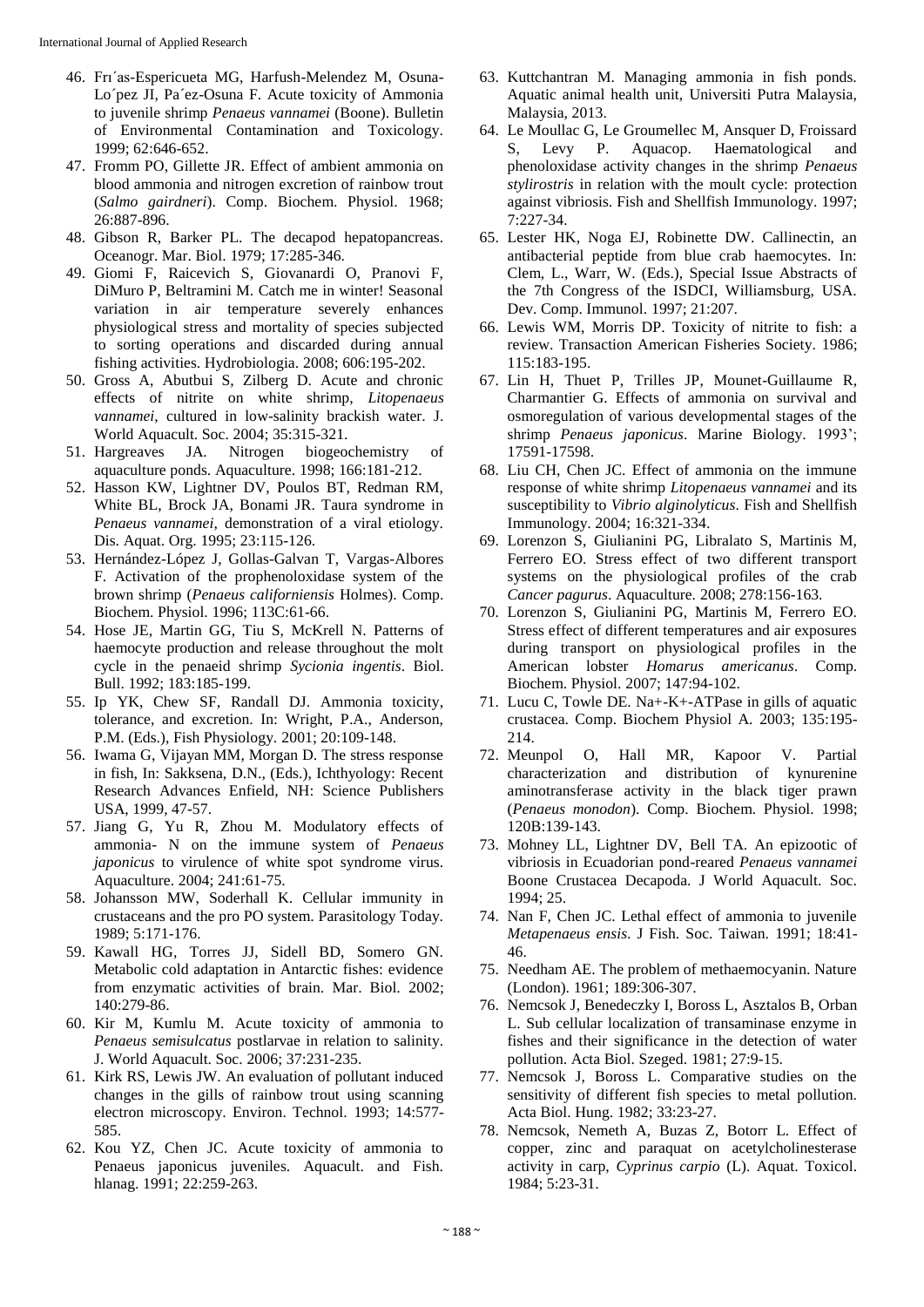46. Frı´as-Espericueta MG, Harfush-Melendez M, Osuna-Lo´pez JI, Pa´ez-Osuna F. Acute toxicity of Ammonia to juvenile shrimp *Penaeus vannamei* (Boone). Bulletin of Environmental Contamination and Toxicology. 1999; 62:646-652.
47. Fromm PO, Gillette JR. Effect of ambient ammonia on blood ammonia and nitrogen excretion of rainbow trout (*Salmo gairdneri*). Comp. Biochem. Physiol. 1968; 26:887-896.
48. Gibson R, Barker PL. The decapod hepatopancreas. Oceanogr. Mar. Biol. 1979; 17:285-346.
49. Giomi F, Raicevich S, Giovanardi O, Pranovi F, DiMuro P, Beltramini M. Catch me in winter! Seasonal variation in air temperature severely enhances physiological stress and mortality of species subjected to sorting operations and discarded during annual fishing activities. Hydrobiologia. 2008; 606:195-202.
50. Gross A, Abutbui S, Zilberg D. Acute and chronic effects of nitrite on white shrimp, *Litopenaeus vannamei*, cultured in low-salinity brackish water. J. World Aquacult. Soc. 2004; 35:315-321.
51. Hargreaves JA. Nitrogen biogeochemistry of aquaculture ponds. Aquaculture. 1998; 166:181-212.
52. Hasson KW, Lightner DV, Poulos BT, Redman RM, White BL, Brock JA, Bonami JR. Taura syndrome in *Penaeus vannamei*, demonstration of a viral etiology. Dis. Aquat. Org. 1995; 23:115-126.
53. Hernández-López J, Gollas-Galvan T, Vargas-Albores F. Activation of the prophenoloxidase system of the brown shrimp (*Penaeus californiensis* Holmes). Comp. Biochem. Physiol. 1996; 113C:61-66.
54. Hose JE, Martin GG, Tiu S, McKrell N. Patterns of haemocyte production and release throughout the molt cycle in the penaeid shrimp *Sycionia ingentis*. Biol. Bull. 1992; 183:185-199.
55. Ip YK, Chew SF, Randall DJ. Ammonia toxicity, tolerance, and excretion. In: Wright, P.A., Anderson, P.M. (Eds.), Fish Physiology. 2001; 20:109-148.
56. Iwama G, Vijayan MM, Morgan D. The stress response in fish, In: Sakksena, D.N., (Eds.), Ichthyology: Recent Research Advances Enfield, NH: Science Publishers USA, 1999, 47-57.
57. Jiang G, Yu R, Zhou M. Modulatory effects of ammonia- N on the immune system of *Penaeus japonicus* to virulence of white spot syndrome virus. Aquaculture. 2004; 241:61-75.
58. Johansson MW, Soderhall K. Cellular immunity in crustaceans and the pro PO system. Parasitology Today. 1989; 5:171-176.
59. Kawall HG, Torres JJ, Sidell BD, Somero GN. Metabolic cold adaptation in Antarctic fishes: evidence from enzymatic activities of brain. Mar. Biol. 2002; 140:279-86.
60. Kir M, Kumlu M. Acute toxicity of ammonia to *Penaeus semisulcatus* postlarvae in relation to salinity. J. World Aquacult. Soc. 2006; 37:231-235.
61. Kirk RS, Lewis JW. An evaluation of pollutant induced changes in the gills of rainbow trout using scanning electron microscopy. Environ. Technol. 1993; 14:577-585.
62. Kou YZ, Chen JC. Acute toxicity of ammonia to Penaeus japonicus juveniles. Aquacult. and Fish. hlanag. 1991; 22:259-263.
63. Kuttchantran M. Managing ammonia in fish ponds. Aquatic animal health unit, Universiti Putra Malaysia, Malaysia, 2013.
64. Le Moullac G, Le Groumellec M, Ansquer D, Froissard S, Levy P. Aquacop. Haematological and phenoloxidase activity changes in the shrimp *Penaeus stylirostris* in relation with the moult cycle: protection against vibriosis. Fish and Shellfish Immunology. 1997; 7:227-34.
65. Lester HK, Noga EJ, Robinette DW. Callinectin, an antibacterial peptide from blue crab haemocytes. In: Clem, L., Warr, W. (Eds.), Special Issue Abstracts of the 7th Congress of the ISDCI, Williamsburg, USA. Dev. Comp. Immunol. 1997; 21:207.
66. Lewis WM, Morris DP. Toxicity of nitrite to fish: a review. Transaction American Fisheries Society. 1986; 115:183-195.
67. Lin H, Thuet P, Trilles JP, Mounet-Guillaume R, Charmantier G. Effects of ammonia on survival and osmoregulation of various developmental stages of the shrimp *Penaeus japonicus*. Marine Biology. 1993'; 17591-17598.
68. Liu CH, Chen JC. Effect of ammonia on the immune response of white shrimp *Litopenaeus vannamei* and its susceptibility to *Vibrio alginolyticus*. Fish and Shellfish Immunology. 2004; 16:321-334.
69. Lorenzon S, Giulianini PG, Libralato S, Martinis M, Ferrero EO. Stress effect of two different transport systems on the physiological profiles of the crab *Cancer pagurus*. Aquaculture. 2008; 278:156-163.
70. Lorenzon S, Giulianini PG, Martinis M, Ferrero EO. Stress effect of different temperatures and air exposures during transport on physiological profiles in the American lobster *Homarus americanus*. Comp. Biochem. Physiol. 2007; 147:94-102.
71. Lucu C, Towle DE. Na+-K+-ATPase in gills of aquatic crustacea. Comp. Biochem Physiol A. 2003; 135:195-214.
72. Meunpol O, Hall MR, Kapoor V. Partial characterization and distribution of kynurenine aminotransferase activity in the black tiger prawn (*Penaeus monodon*). Comp. Biochem. Physiol. 1998; 120B:139-143.
73. Mohney LL, Lightner DV, Bell TA. An epizootic of vibriosis in Ecuadorian pond-reared *Penaeus vannamei* Boone Crustacea Decapoda. J World Aquacult. Soc. 1994; 25.
74. Nan F, Chen JC. Lethal effect of ammonia to juvenile *Metapenaeus ensis*. J Fish. Soc. Taiwan. 1991; 18:41-46.
75. Needham AE. The problem of methaemocyanin. Nature (London). 1961; 189:306-307.
76. Nemcsok J, Benedeczky I, Boross L, Asztalos B, Orban L. Sub cellular localization of transaminase enzyme in fishes and their significance in the detection of water pollution. Acta Biol. Szeged. 1981; 27:9-15.
77. Nemcsok J, Boross L. Comparative studies on the sensitivity of different fish species to metal pollution. Acta Biol. Hung. 1982; 33:23-27.
78. Nemcsok, Nemeth A, Buzas Z, Botorr L. Effect of copper, zinc and paraquat on acetylcholinesterase activity in carp, *Cyprinus carpio* (L). Aquat. Toxicol. 1984; 5:23-31.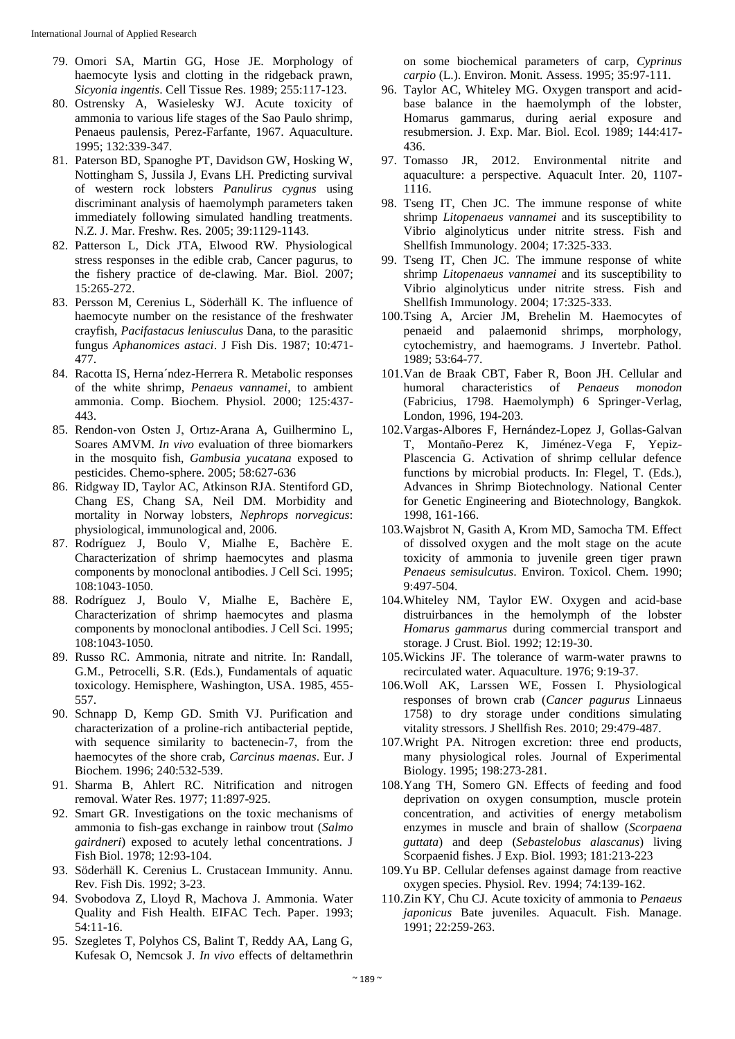79. Omori SA, Martin GG, Hose JE. Morphology of haemocyte lysis and clotting in the ridgeback prawn, *Sicyonia ingentis*. Cell Tissue Res. 1989; 255:117-123.
80. Ostrensky A, Wasielesky WJ. Acute toxicity of ammonia to various life stages of the Sao Paulo shrimp, Penaeus paulensis, Perez-Farfante, 1967. Aquaculture. 1995; 132:339-347.
81. Paterson BD, Spanoghe PT, Davidson GW, Hosking W, Nottingham S, Jussila J, Evans LH. Predicting survival of western rock lobsters *Panulirus cygnus* using discriminant analysis of haemolymph parameters taken immediately following simulated handling treatments. N.Z. J. Mar. Freshw. Res. 2005; 39:1129-1143.
82. Patterson L, Dick JTA, Elwood RW. Physiological stress responses in the edible crab, Cancer pagurus, to the fishery practice of de-clawing. Mar. Biol. 2007; 15:265-272.
83. Persson M, Cerenius L, Söderhäll K. The influence of haemocyte number on the resistance of the freshwater crayfish, *Pacifastacus leniusculus* Dana, to the parasitic fungus *Aphanomices astaci*. J Fish Dis. 1987; 10:471-477.
84. Racotta IS, Herna´ndez-Herrera R. Metabolic responses of the white shrimp, *Penaeus vannamei*, to ambient ammonia. Comp. Biochem. Physiol. 2000; 125:437-443.
85. Rendon-von Osten J, Ortız-Arana A, Guilhermino L, Soares AMVM. *In vivo* evaluation of three biomarkers in the mosquito fish, *Gambusia yucatana* exposed to pesticides. Chemo-sphere. 2005; 58:627-636
86. Ridgway ID, Taylor AC, Atkinson RJA. Stentiford GD, Chang ES, Chang SA, Neil DM. Morbidity and mortality in Norway lobsters, *Nephrops norvegicus*: physiological, immunological and, 2006.
87. Rodríguez J, Boulo V, Mialhe E, Bachère E. Characterization of shrimp haemocytes and plasma components by monoclonal antibodies. J Cell Sci. 1995; 108:1043-1050.
88. Rodríguez J, Boulo V, Mialhe E, Bachère E, Characterization of shrimp haemocytes and plasma components by monoclonal antibodies. J Cell Sci. 1995; 108:1043-1050.
89. Russo RC. Ammonia, nitrate and nitrite. In: Randall, G.M., Petrocelli, S.R. (Eds.), Fundamentals of aquatic toxicology. Hemisphere, Washington, USA. 1985, 455-557.
90. Schnapp D, Kemp GD. Smith VJ. Purification and characterization of a proline-rich antibacterial peptide, with sequence similarity to bactenecin-7, from the haemocytes of the shore crab, *Carcinus maenas*. Eur. J Biochem. 1996; 240:532-539.
91. Sharma B, Ahlert RC. Nitrification and nitrogen removal. Water Res. 1977; 11:897-925.
92. Smart GR. Investigations on the toxic mechanisms of ammonia to fish-gas exchange in rainbow trout (*Salmo gairdneri*) exposed to acutely lethal concentrations. J Fish Biol. 1978; 12:93-104.
93. Söderhäll K. Cerenius L. Crustacean Immunity. Annu. Rev. Fish Dis. 1992; 3-23.
94. Svobodova Z, Lloyd R, Machova J. Ammonia. Water Quality and Fish Health. EIFAC Tech. Paper. 1993; 54:11-16.
95. Szegletes T, Polyhos CS, Balint T, Reddy AA, Lang G, Kufesak O, Nemcsok J. *In vivo* effects of deltamethrin on some biochemical parameters of carp, *Cyprinus carpio* (L.). Environ. Monit. Assess. 1995; 35:97-111.
96. Taylor AC, Whiteley MG. Oxygen transport and acid-base balance in the haemolymph of the lobster, Homarus gammarus, during aerial exposure and resubmersion. J. Exp. Mar. Biol. Ecol. 1989; 144:417-436.
97. Tomasso JR, 2012. Environmental nitrite and aquaculture: a perspective. Aquacult Inter. 20, 1107-1116.
98. Tseng IT, Chen JC. The immune response of white shrimp *Litopenaeus vannamei* and its susceptibility to Vibrio alginolyticus under nitrite stress. Fish and Shellfish Immunology. 2004; 17:325-333.
99. Tseng IT, Chen JC. The immune response of white shrimp *Litopenaeus vannamei* and its susceptibility to Vibrio alginolyticus under nitrite stress. Fish and Shellfish Immunology. 2004; 17:325-333.
100. Tsing A, Arcier JM, Brehelin M. Haemocytes of penaeid and palaemonid shrimps, morphology, cytochemistry, and haemograms. J Invertebr. Pathol. 1989; 53:64-77.
101. Van de Braak CBT, Faber R, Boon JH. Cellular and humoral characteristics of *Penaeus monodon* (Fabricius, 1798. Haemolymph) 6 Springer-Verlag, London, 1996, 194-203.
102. Vargas-Albores F, Hernández-Lopez J, Gollas-Galvan T, Montaño-Perez K, Jiménez-Vega F, Yepiz-Plascencia G. Activation of shrimp cellular defence functions by microbial products. In: Flegel, T. (Eds.), Advances in Shrimp Biotechnology. National Center for Genetic Engineering and Biotechnology, Bangkok. 1998, 161-166.
103. Wajsbrot N, Gasith A, Krom MD, Samocha TM. Effect of dissolved oxygen and the molt stage on the acute toxicity of ammonia to juvenile green tiger prawn *Penaeus semisulcatus*. Environ. Toxicol. Chem. 1990; 9:497-504.
104. Whiteley NM, Taylor EW. Oxygen and acid-base distruirbances in the hemolymph of the lobster *Homarus gammarus* during commercial transport and storage. J Crust. Biol. 1992; 12:19-30.
105. Wickins JF. The tolerance of warm-water prawns to recirculated water. Aquaculture. 1976; 9:19-37.
106. Woll AK, Larssen WE, Fossen I. Physiological responses of brown crab (*Cancer pagurus* Linnaeus 1758) to dry storage under conditions simulating vitality stressors. J Shellfish Res. 2010; 29:479-487.
107. Wright PA. Nitrogen excretion: three end products, many physiological roles. Journal of Experimental Biology. 1995; 198:273-281.
108. Yang TH, Somero GN. Effects of feeding and food deprivation on oxygen consumption, muscle protein concentration, and activities of energy metabolism enzymes in muscle and brain of shallow (*Scorpaena guttata*) and deep (*Sebastelobus alascanus*) living Scorpaenid fishes. J Exp. Biol. 1993; 181:213-223
109. Yu BP. Cellular defenses against damage from reactive oxygen species. Physiol. Rev. 1994; 74:139-162.
110. Zin KY, Chu CJ. Acute toxicity of ammonia to *Penaeus japonicus* Bate juveniles. Aquacult. Fish. Manage. 1991; 22:259-263.